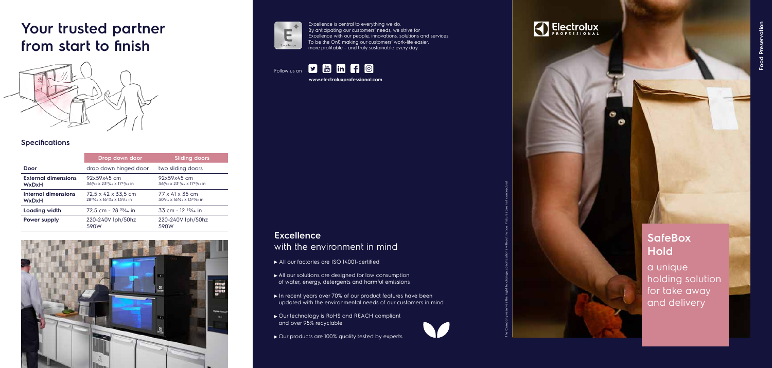# Your trusted partner from start to finish

## Specifications

| | Drop down door | Sliding doors |
|---|---|---|
| **Door** | drop down hinged door | two sliding doors |
| **External dimensions WxDxH** | 92x59x45 cm<br>36 7/32 x 23 15/64 x 17 23/32 in | 92x59x45 cm<br>36 7/32 x 23 15/64 x 17 23/32 in |
| **Internal dimensions WxDxH** | 72,5 x 42 x 33,5 cm<br>28 35/64 x 16 17/32 x 13 3/16 in | 77 x 41 x 35 cm<br>30 5/16 x 16 9/64 x 13 25/32 in |
| **Loading width** | 72,5 cm - 28 35/64 in | 33 cm - 12 63/64 in |
| **Power supply** | 220-240V 1ph/50hz<br>590W | 220-240V 1ph/50hz<br>590W |

Excellence is central to everything we do. By anticipating our customers' needs, we strive for Excellence with our people, innovations, solutions and services. To be the OnE making our customers' work-life easier, more profitable – and truly sustainable every day.

Follow us on

www.electroluxprofessional.com

## Excellence with the environment in mind

- All our factories are ISO 14001-certified
- All our solutions are designed for low consumption of water, energy, detergents and harmful emissions
- In recent years over 70% of our product features have been updated with the environmental needs of our customers in mind
- Our technology is RoHS and REACH compliant and over 95% recyclable
- Our products are 100% quality tested by experts

The Company reserves the right to change specifications without notice. Pictures are not contractual.

Electrolux PROFESSIONAL

Food Preservation

# SafeBox Hold

a unique holding solution for take away and delivery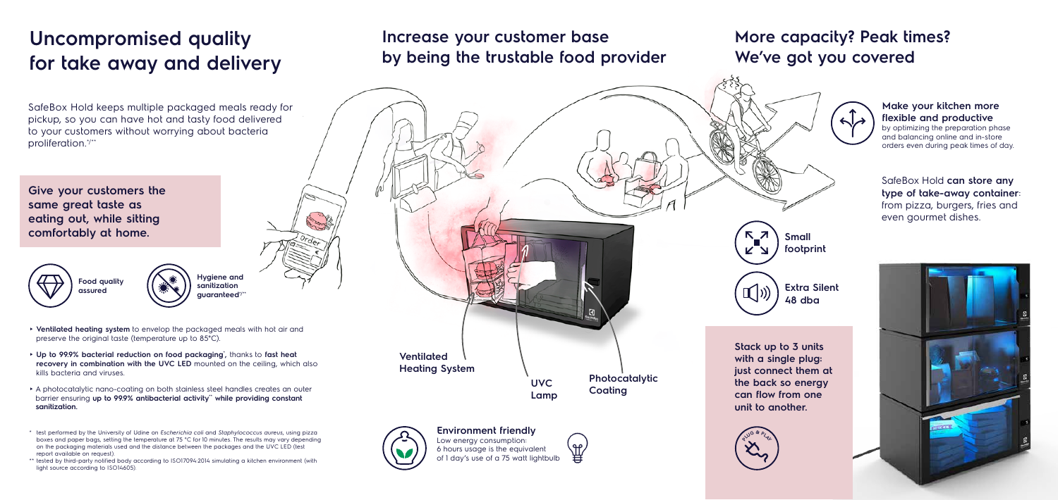# Uncompromised quality for take away and delivery

SafeBox Hold keeps multiple packaged meals ready for pickup, so you can have hot and tasty food delivered to your customers without worrying about bacteria proliferation.*/**

**Give your customers the same great taste as eating out, while sitting comfortably at home.**

**Food quality assured**

**Hygiene and sanitization guaranteed***/**

- **Ventilated heating system** to envelop the packaged meals with hot air and preserve the original taste (temperature up to 85°C).
- **Up to 99.9% bacterial reduction on food packaging***, thanks to **fast heat recovery in combination with the UVC LED** mounted on the ceiling, which also kills bacteria and viruses.
- A photocatalytic nano-coating on both stainless steel handles creates an outer barrier ensuring **up to 99.9% antibacterial activity**** **while providing constant sanitization.**

\* test performed by the University of Udine on *Escherichia coli* and *Staphylococcus aureus*, using pizza boxes and paper bags, setting the temperature at 75 °C for 10 minutes. The results may vary depending on the packaging materials used and the distance between the packages and the UVC LED (test report available on request).

\*\* tested by third-party notified body according to ISO17094:2014 simulating a kitchen environment (with light source according to ISO14605).

# Increase your customer base by being the trustable food provider

Ventilated Heating System

UVC Lamp

Photocatalytic Coating

**Environment friendly**
Low energy consumption: 6 hours usage is the equivalent of 1 day's use of a 75 watt lightbulb

# More capacity? Peak times? We've got you covered

**Make your kitchen more flexible and productive** by optimizing the preparation phase and balancing online and in-store orders even during peak times of day.

SafeBox Hold **can store any type of take-away container**: from pizza, burgers, fries and even gourmet dishes.

**Small footprint**

**Extra Silent 48 dba**

**Stack up to 3 units with a single plug: just connect them at the back so energy can flow from one unit to another.**

PLUG & PLAY